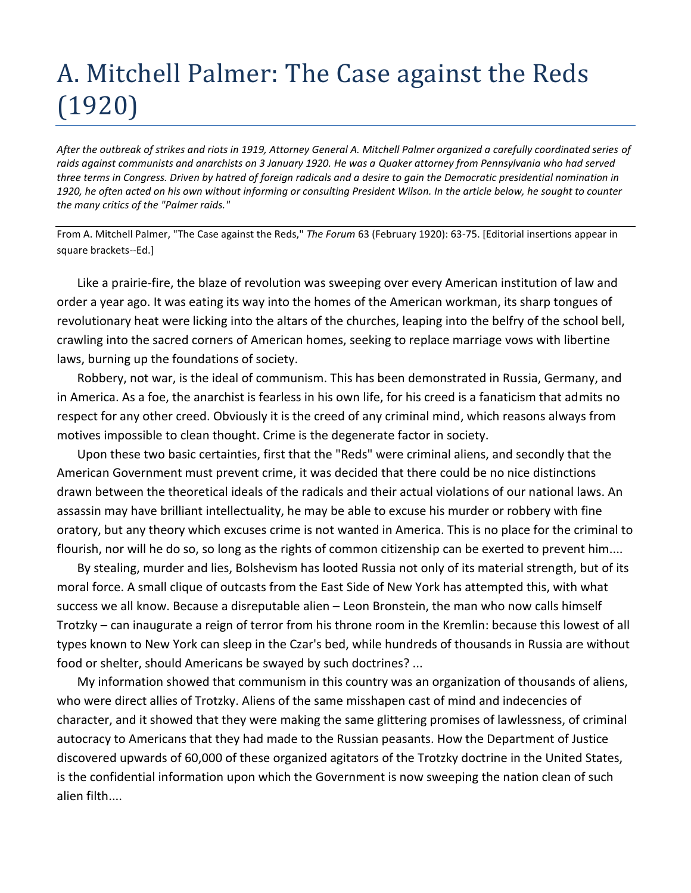# A. Mitchell Palmer: The Case against the Reds (1920)

*After the outbreak of strikes and riots in 1919, Attorney General A. Mitchell Palmer organized a carefully coordinated series of raids against communists and anarchists on 3 January 1920. He was a Quaker attorney from Pennsylvania who had served three terms in Congress. Driven by hatred of foreign radicals and a desire to gain the Democratic presidential nomination in 1920, he often acted on his own without informing or consulting President Wilson. In the article below, he sought to counter the many critics of the "Palmer raids."*

---

From A. Mitchell Palmer, "The Case against the Reds," *The Forum* 63 (February 1920): 63-75. [Editorial insertions appear in square brackets--Ed.]

Like a prairie-fire, the blaze of revolution was sweeping over every American institution of law and order a year ago. It was eating its way into the homes of the American workman, its sharp tongues of revolutionary heat were licking into the altars of the churches, leaping into the belfry of the school bell, crawling into the sacred corners of American homes, seeking to replace marriage vows with libertine laws, burning up the foundations of society.

Robbery, not war, is the ideal of communism. This has been demonstrated in Russia, Germany, and in America. As a foe, the anarchist is fearless in his own life, for his creed is a fanaticism that admits no respect for any other creed. Obviously it is the creed of any criminal mind, which reasons always from motives impossible to clean thought. Crime is the degenerate factor in society.

Upon these two basic certainties, first that the "Reds" were criminal aliens, and secondly that the American Government must prevent crime, it was decided that there could be no nice distinctions drawn between the theoretical ideals of the radicals and their actual violations of our national laws. An assassin may have brilliant intellectuality, he may be able to excuse his murder or robbery with fine oratory, but any theory which excuses crime is not wanted in America. This is no place for the criminal to flourish, nor will he do so, so long as the rights of common citizenship can be exerted to prevent him....

By stealing, murder and lies, Bolshevism has looted Russia not only of its material strength, but of its moral force. A small clique of outcasts from the East Side of New York has attempted this, with what success we all know. Because a disreputable alien – Leon Bronstein, the man who now calls himself Trotzky – can inaugurate a reign of terror from his throne room in the Kremlin: because this lowest of all types known to New York can sleep in the Czar's bed, while hundreds of thousands in Russia are without food or shelter, should Americans be swayed by such doctrines? ...

My information showed that communism in this country was an organization of thousands of aliens, who were direct allies of Trotzky. Aliens of the same misshapen cast of mind and indecencies of character, and it showed that they were making the same glittering promises of lawlessness, of criminal autocracy to Americans that they had made to the Russian peasants. How the Department of Justice discovered upwards of 60,000 of these organized agitators of the Trotzky doctrine in the United States, is the confidential information upon which the Government is now sweeping the nation clean of such alien filth....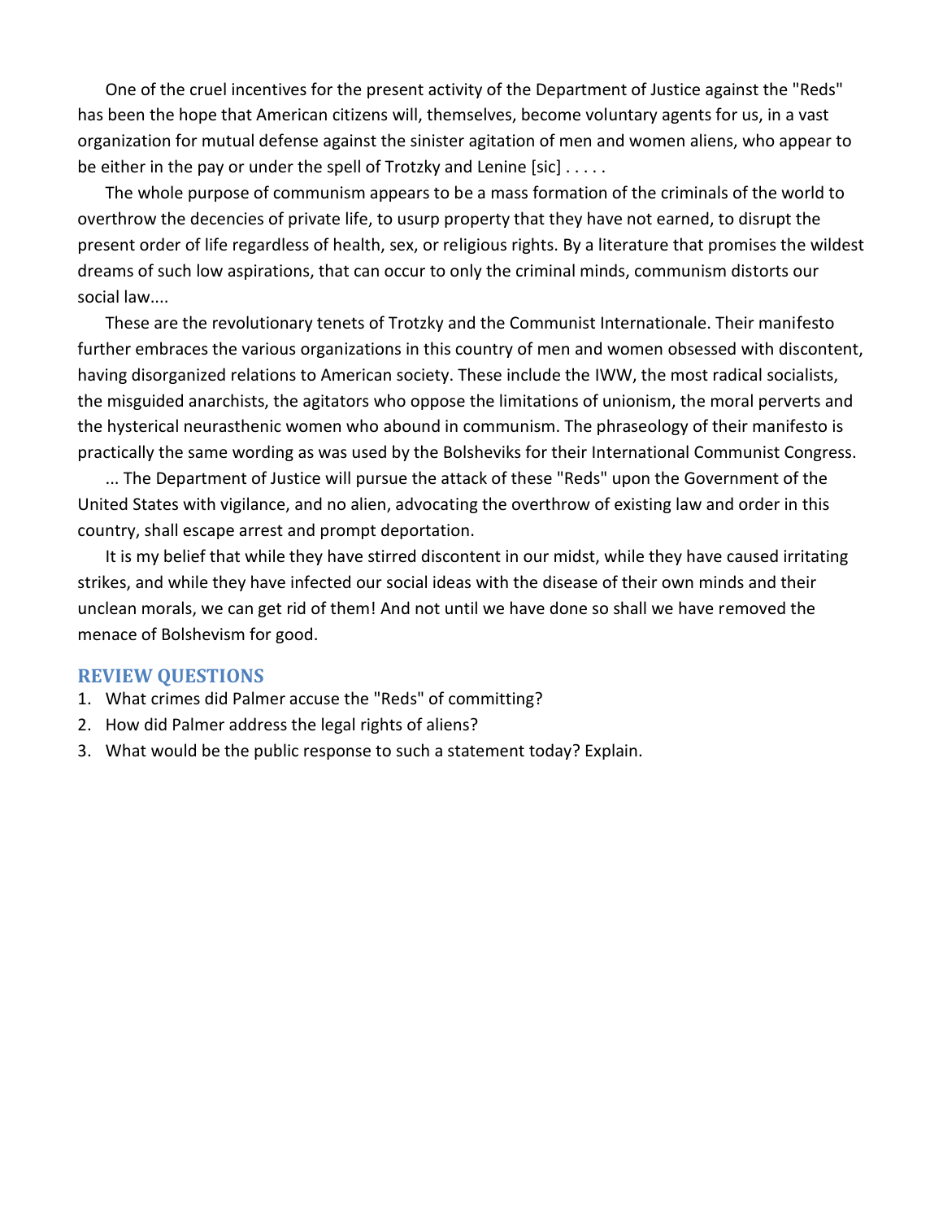One of the cruel incentives for the present activity of the Department of Justice against the "Reds" has been the hope that American citizens will, themselves, become voluntary agents for us, in a vast organization for mutual defense against the sinister agitation of men and women aliens, who appear to be either in the pay or under the spell of Trotzky and Lenine [sic] . . . . .

The whole purpose of communism appears to be a mass formation of the criminals of the world to overthrow the decencies of private life, to usurp property that they have not earned, to disrupt the present order of life regardless of health, sex, or religious rights. By a literature that promises the wildest dreams of such low aspirations, that can occur to only the criminal minds, communism distorts our social law....

These are the revolutionary tenets of Trotzky and the Communist Internationale. Their manifesto further embraces the various organizations in this country of men and women obsessed with discontent, having disorganized relations to American society. These include the IWW, the most radical socialists, the misguided anarchists, the agitators who oppose the limitations of unionism, the moral perverts and the hysterical neurasthenic women who abound in communism. The phraseology of their manifesto is practically the same wording as was used by the Bolsheviks for their International Communist Congress.

... The Department of Justice will pursue the attack of these "Reds" upon the Government of the United States with vigilance, and no alien, advocating the overthrow of existing law and order in this country, shall escape arrest and prompt deportation.

It is my belief that while they have stirred discontent in our midst, while they have caused irritating strikes, and while they have infected our social ideas with the disease of their own minds and their unclean morals, we can get rid of them! And not until we have done so shall we have removed the menace of Bolshevism for good.

## REVIEW QUESTIONS

1. What crimes did Palmer accuse the "Reds" of committing?
2. How did Palmer address the legal rights of aliens?
3. What would be the public response to such a statement today? Explain.